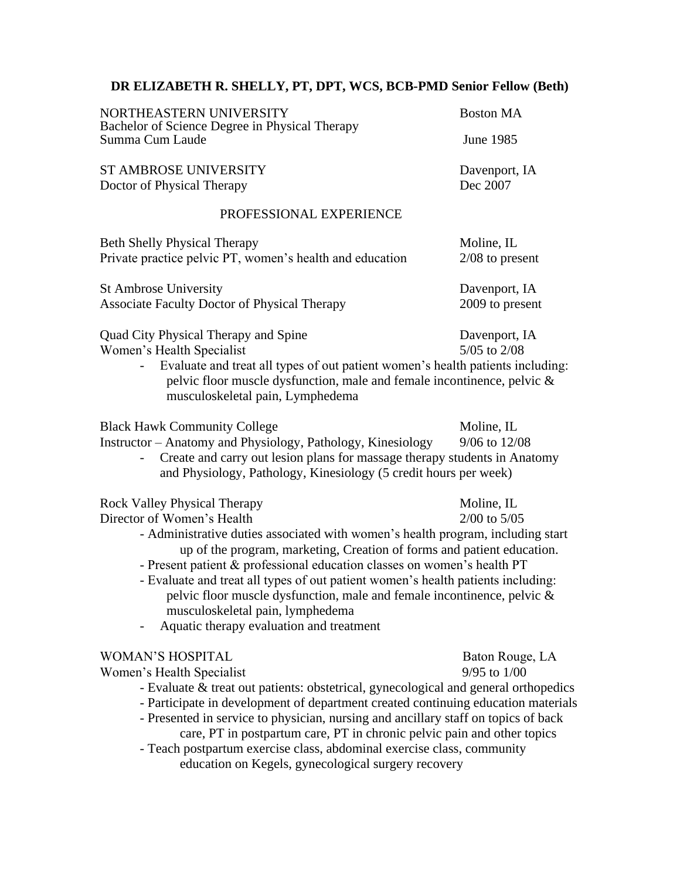**DR ELIZABETH R. SHELLY, PT, DPT, WCS, BCB-PMD Senior Fellow (Beth)**

NORTHEASTERN UNIVERSITY — Boston MA
Bachelor of Science Degree in Physical Therapy
Summa Cum Laude — June 1985

ST AMBROSE UNIVERSITY — Davenport, IA
Doctor of Physical Therapy — Dec 2007

## PROFESSIONAL EXPERIENCE

Beth Shelly Physical Therapy — Moline, IL
Private practice pelvic PT, women's health and education — 2/08 to present

St Ambrose University — Davenport, IA
Associate Faculty Doctor of Physical Therapy — 2009 to present

Quad City Physical Therapy and Spine — Davenport, IA
Women's Health Specialist — 5/05 to 2/08

- Evaluate and treat all types of out patient women's health patients including: pelvic floor muscle dysfunction, male and female incontinence, pelvic & musculoskeletal pain, Lymphedema

Black Hawk Community College — Moline, IL
Instructor – Anatomy and Physiology, Pathology, Kinesiology — 9/06 to 12/08

- Create and carry out lesion plans for massage therapy students in Anatomy and Physiology, Pathology, Kinesiology (5 credit hours per week)

Rock Valley Physical Therapy — Moline, IL
Director of Women's Health — 2/00 to 5/05

- Administrative duties associated with women's health program, including start up of the program, marketing, Creation of forms and patient education.
- Present patient & professional education classes on women's health PT
- Evaluate and treat all types of out patient women's health patients including: pelvic floor muscle dysfunction, male and female incontinence, pelvic & musculoskeletal pain, lymphedema
- Aquatic therapy evaluation and treatment

WOMAN'S HOSPITAL — Baton Rouge, LA
Women's Health Specialist — 9/95 to 1/00

- Evaluate & treat out patients: obstetrical, gynecological and general orthopedics
- Participate in development of department created continuing education materials
- Presented in service to physician, nursing and ancillary staff on topics of back care, PT in postpartum care, PT in chronic pelvic pain and other topics
- Teach postpartum exercise class, abdominal exercise class, community education on Kegels, gynecological surgery recovery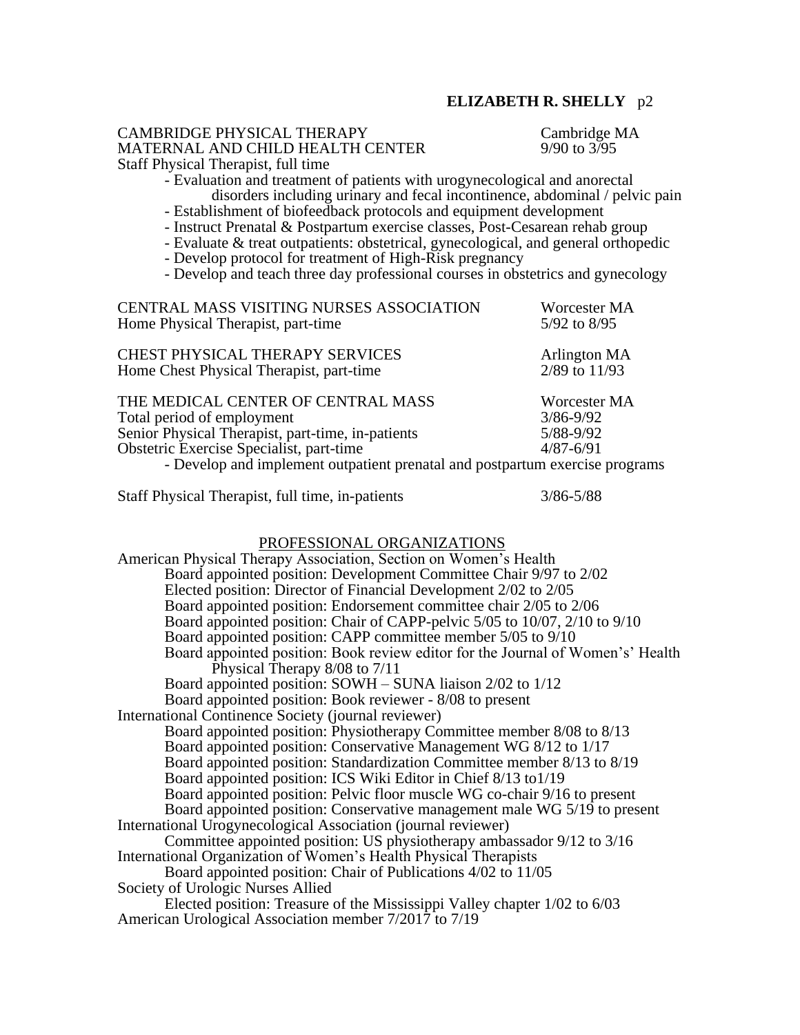CAMBRIDGE PHYSICAL THERAPY — Cambridge MA
MATERNAL AND CHILD HEALTH CENTER — 9/90 to 3/95
Staff Physical Therapist, full time

- Evaluation and treatment of patients with urogynecological and anorectal disorders including urinary and fecal incontinence, abdominal / pelvic pain
- Establishment of biofeedback protocols and equipment development
- Instruct Prenatal & Postpartum exercise classes, Post-Cesarean rehab group
- Evaluate & treat outpatients: obstetrical, gynecological, and general orthopedic
- Develop protocol for treatment of High-Risk pregnancy
- Develop and teach three day professional courses in obstetrics and gynecology

CENTRAL MASS VISITING NURSES ASSOCIATION — Worcester MA
Home Physical Therapist, part-time — 5/92 to 8/95

CHEST PHYSICAL THERAPY SERVICES — Arlington MA
Home Chest Physical Therapist, part-time — 2/89 to 11/93

THE MEDICAL CENTER OF CENTRAL MASS — Worcester MA
Total period of employment — 3/86-9/92
Senior Physical Therapist, part-time, in-patients — 5/88-9/92
Obstetric Exercise Specialist, part-time — 4/87-6/91

- Develop and implement outpatient prenatal and postpartum exercise programs

Staff Physical Therapist, full time, in-patients — 3/86-5/88

## PROFESSIONAL ORGANIZATIONS

American Physical Therapy Association, Section on Women's Health
- Board appointed position: Development Committee Chair 9/97 to 2/02
- Elected position: Director of Financial Development 2/02 to 2/05
- Board appointed position: Endorsement committee chair 2/05 to 2/06
- Board appointed position: Chair of CAPP-pelvic 5/05 to 10/07, 2/10 to 9/10
- Board appointed position: CAPP committee member 5/05 to 9/10
- Board appointed position: Book review editor for the Journal of Women's' Health Physical Therapy 8/08 to 7/11
- Board appointed position: SOWH – SUNA liaison 2/02 to 1/12
- Board appointed position: Book reviewer - 8/08 to present

International Continence Society (journal reviewer)
- Board appointed position: Physiotherapy Committee member 8/08 to 8/13
- Board appointed position: Conservative Management WG 8/12 to 1/17
- Board appointed position: Standardization Committee member 8/13 to 8/19
- Board appointed position: ICS Wiki Editor in Chief 8/13 to1/19
- Board appointed position: Pelvic floor muscle WG co-chair 9/16 to present
- Board appointed position: Conservative management male WG 5/19 to present

International Urogynecological Association (journal reviewer)
- Committee appointed position: US physiotherapy ambassador 9/12 to 3/16

International Organization of Women's Health Physical Therapists
- Board appointed position: Chair of Publications 4/02 to 11/05

Society of Urologic Nurses Allied
- Elected position: Treasure of the Mississippi Valley chapter 1/02 to 6/03

American Urological Association member 7/2017 to 7/19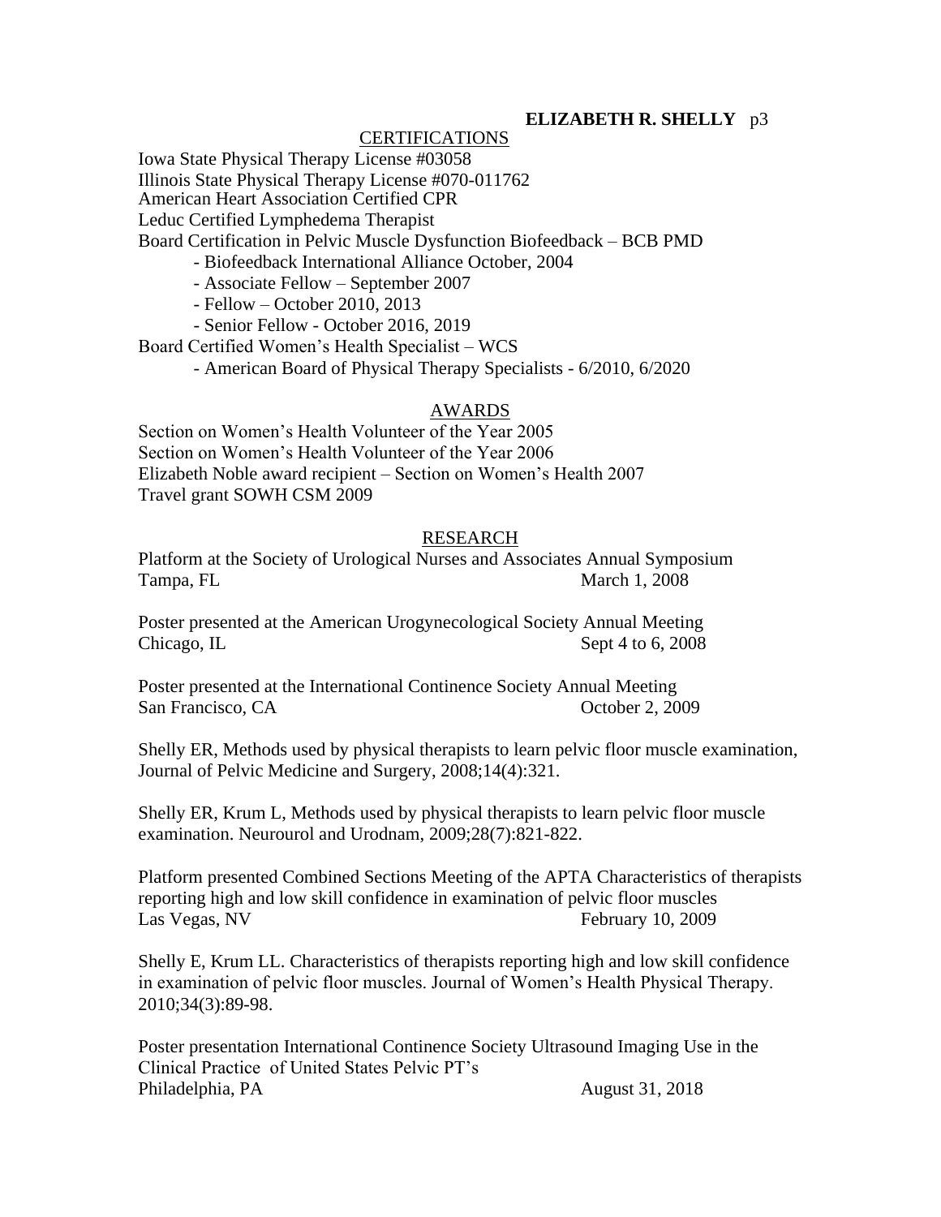## CERTIFICATIONS

Iowa State Physical Therapy License #03058
Illinois State Physical Therapy License #070-011762
American Heart Association Certified CPR
Leduc Certified Lymphedema Therapist
Board Certification in Pelvic Muscle Dysfunction Biofeedback – BCB PMD

- Biofeedback International Alliance October, 2004
- Associate Fellow – September 2007
- Fellow – October 2010, 2013
- Senior Fellow - October 2016, 2019

Board Certified Women's Health Specialist – WCS

- American Board of Physical Therapy Specialists - 6/2010, 6/2020

## AWARDS

Section on Women's Health Volunteer of the Year 2005
Section on Women's Health Volunteer of the Year 2006
Elizabeth Noble award recipient – Section on Women's Health 2007
Travel grant SOWH CSM 2009

## RESEARCH

Platform at the Society of Urological Nurses and Associates Annual Symposium
Tampa, FL — March 1, 2008

Poster presented at the American Urogynecological Society Annual Meeting
Chicago, IL — Sept 4 to 6, 2008

Poster presented at the International Continence Society Annual Meeting
San Francisco, CA — October 2, 2009

Shelly ER, Methods used by physical therapists to learn pelvic floor muscle examination, Journal of Pelvic Medicine and Surgery, 2008;14(4):321.

Shelly ER, Krum L, Methods used by physical therapists to learn pelvic floor muscle examination. Neurourol and Urodnam, 2009;28(7):821-822.

Platform presented Combined Sections Meeting of the APTA Characteristics of therapists reporting high and low skill confidence in examination of pelvic floor muscles
Las Vegas, NV — February 10, 2009

Shelly E, Krum LL. Characteristics of therapists reporting high and low skill confidence in examination of pelvic floor muscles. Journal of Women's Health Physical Therapy. 2010;34(3):89-98.

Poster presentation International Continence Society Ultrasound Imaging Use in the Clinical Practice of United States Pelvic PT's
Philadelphia, PA — August 31, 2018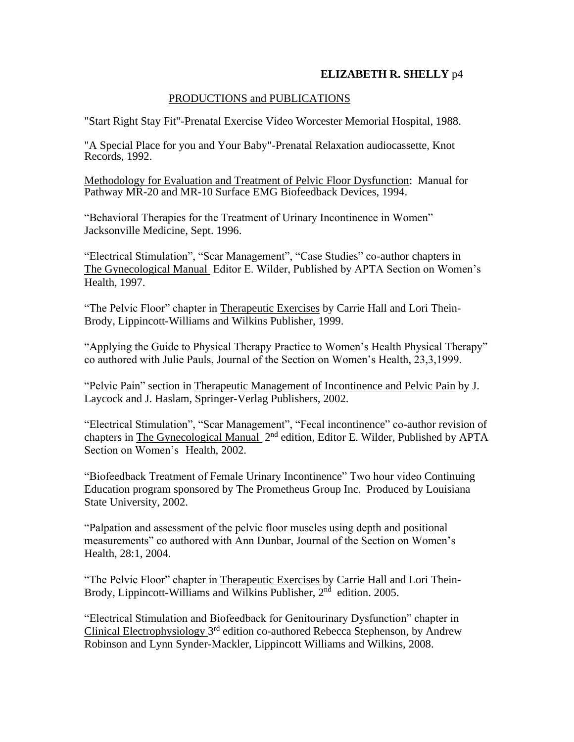## PRODUCTIONS and PUBLICATIONS

"Start Right Stay Fit"-Prenatal Exercise Video Worcester Memorial Hospital, 1988.

"A Special Place for you and Your Baby"-Prenatal Relaxation audiocassette, Knot Records, 1992.

Methodology for Evaluation and Treatment of Pelvic Floor Dysfunction: Manual for Pathway MR-20 and MR-10 Surface EMG Biofeedback Devices, 1994.

"Behavioral Therapies for the Treatment of Urinary Incontinence in Women" Jacksonville Medicine, Sept. 1996.

"Electrical Stimulation", "Scar Management", "Case Studies" co-author chapters in The Gynecological Manual Editor E. Wilder, Published by APTA Section on Women's Health, 1997.

"The Pelvic Floor" chapter in Therapeutic Exercises by Carrie Hall and Lori Thein-Brody, Lippincott-Williams and Wilkins Publisher, 1999.

"Applying the Guide to Physical Therapy Practice to Women's Health Physical Therapy" co authored with Julie Pauls, Journal of the Section on Women's Health, 23,3,1999.

"Pelvic Pain" section in Therapeutic Management of Incontinence and Pelvic Pain by J. Laycock and J. Haslam, Springer-Verlag Publishers, 2002.

"Electrical Stimulation", "Scar Management", "Fecal incontinence" co-author revision of chapters in The Gynecological Manual 2nd edition, Editor E. Wilder, Published by APTA Section on Women's Health, 2002.

"Biofeedback Treatment of Female Urinary Incontinence" Two hour video Continuing Education program sponsored by The Prometheus Group Inc. Produced by Louisiana State University, 2002.

"Palpation and assessment of the pelvic floor muscles using depth and positional measurements" co authored with Ann Dunbar, Journal of the Section on Women's Health, 28:1, 2004.

"The Pelvic Floor" chapter in Therapeutic Exercises by Carrie Hall and Lori Thein-Brody, Lippincott-Williams and Wilkins Publisher, 2nd edition. 2005.

"Electrical Stimulation and Biofeedback for Genitourinary Dysfunction" chapter in Clinical Electrophysiology 3rd edition co-authored Rebecca Stephenson, by Andrew Robinson and Lynn Synder-Mackler, Lippincott Williams and Wilkins, 2008.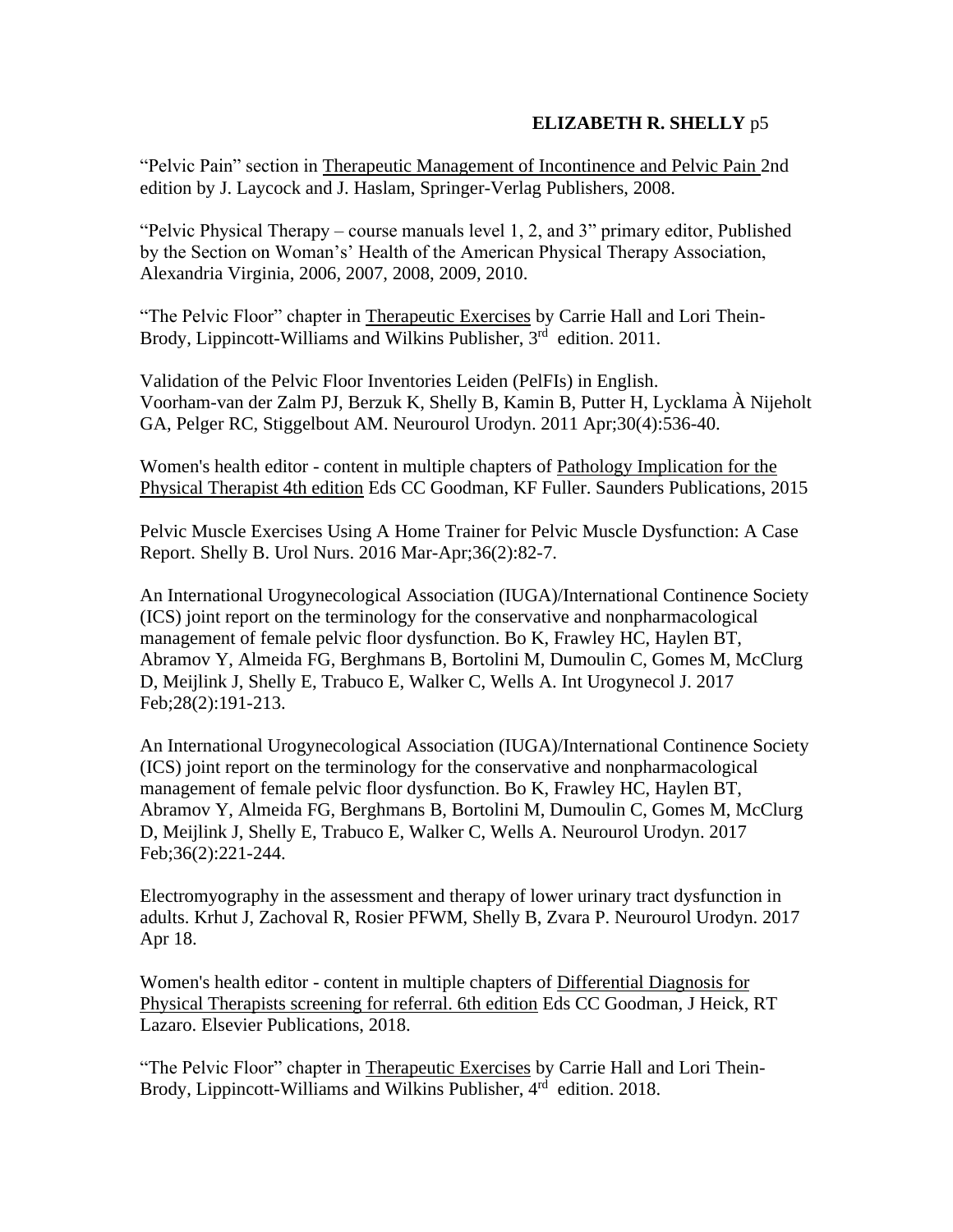"Pelvic Pain" section in Therapeutic Management of Incontinence and Pelvic Pain 2nd edition by J. Laycock and J. Haslam, Springer-Verlag Publishers, 2008.

"Pelvic Physical Therapy – course manuals level 1, 2, and 3" primary editor, Published by the Section on Woman's' Health of the American Physical Therapy Association, Alexandria Virginia, 2006, 2007, 2008, 2009, 2010.

"The Pelvic Floor" chapter in Therapeutic Exercises by Carrie Hall and Lori Thein-Brody, Lippincott-Williams and Wilkins Publisher, 3rd edition. 2011.

Validation of the Pelvic Floor Inventories Leiden (PelFIs) in English. Voorham-van der Zalm PJ, Berzuk K, Shelly B, Kamin B, Putter H, Lycklama À Nijeholt GA, Pelger RC, Stiggelbout AM. Neurourol Urodyn. 2011 Apr;30(4):536-40.

Women's health editor - content in multiple chapters of Pathology Implication for the Physical Therapist 4th edition Eds CC Goodman, KF Fuller. Saunders Publications, 2015

Pelvic Muscle Exercises Using A Home Trainer for Pelvic Muscle Dysfunction: A Case Report. Shelly B. Urol Nurs. 2016 Mar-Apr;36(2):82-7.

An International Urogynecological Association (IUGA)/International Continence Society (ICS) joint report on the terminology for the conservative and nonpharmacological management of female pelvic floor dysfunction. Bo K, Frawley HC, Haylen BT, Abramov Y, Almeida FG, Berghmans B, Bortolini M, Dumoulin C, Gomes M, McClurg D, Meijlink J, Shelly E, Trabuco E, Walker C, Wells A. Int Urogynecol J. 2017 Feb;28(2):191-213.

An International Urogynecological Association (IUGA)/International Continence Society (ICS) joint report on the terminology for the conservative and nonpharmacological management of female pelvic floor dysfunction. Bo K, Frawley HC, Haylen BT, Abramov Y, Almeida FG, Berghmans B, Bortolini M, Dumoulin C, Gomes M, McClurg D, Meijlink J, Shelly E, Trabuco E, Walker C, Wells A. Neurourol Urodyn. 2017 Feb;36(2):221-244.

Electromyography in the assessment and therapy of lower urinary tract dysfunction in adults. Krhut J, Zachoval R, Rosier PFWM, Shelly B, Zvara P. Neurourol Urodyn. 2017 Apr 18.

Women's health editor - content in multiple chapters of Differential Diagnosis for Physical Therapists screening for referral. 6th edition Eds CC Goodman, J Heick, RT Lazaro. Elsevier Publications, 2018.

"The Pelvic Floor" chapter in Therapeutic Exercises by Carrie Hall and Lori Thein-Brody, Lippincott-Williams and Wilkins Publisher, 4rd edition. 2018.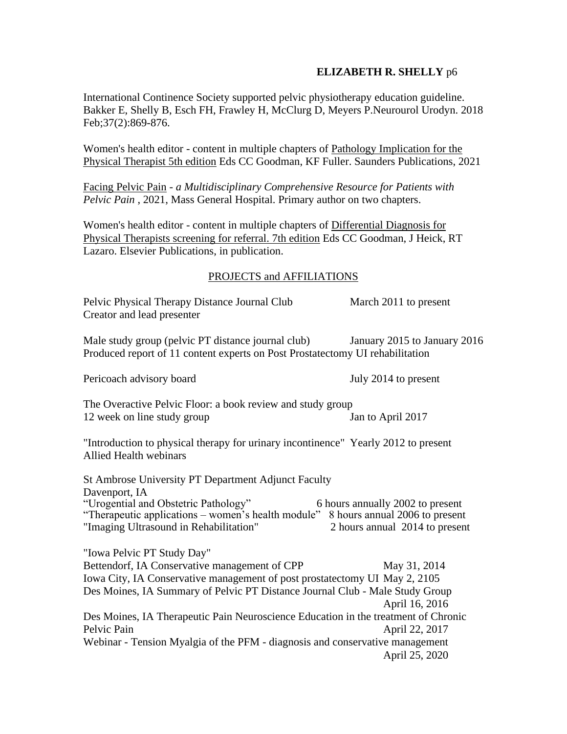International Continence Society supported pelvic physiotherapy education guideline. Bakker E, Shelly B, Esch FH, Frawley H, McClurg D, Meyers P.Neurourol Urodyn. 2018 Feb;37(2):869-876.

Women's health editor - content in multiple chapters of Pathology Implication for the Physical Therapist 5th edition Eds CC Goodman, KF Fuller. Saunders Publications, 2021

Facing Pelvic Pain - *a Multidisciplinary Comprehensive Resource for Patients with Pelvic Pain* , 2021, Mass General Hospital. Primary author on two chapters.

Women's health editor - content in multiple chapters of Differential Diagnosis for Physical Therapists screening for referral. 7th edition Eds CC Goodman, J Heick, RT Lazaro. Elsevier Publications, in publication.

## PROJECTS and AFFILIATIONS

Pelvic Physical Therapy Distance Journal Club — March 2011 to present
Creator and lead presenter

Male study group (pelvic PT distance journal club) — January 2015 to January 2016
Produced report of 11 content experts on Post Prostatectomy UI rehabilitation

Pericoach advisory board — July 2014 to present

The Overactive Pelvic Floor: a book review and study group
12 week on line study group — Jan to April 2017

"Introduction to physical therapy for urinary incontinence" — Yearly 2012 to present
Allied Health webinars

St Ambrose University PT Department Adjunct Faculty
Davenport, IA
"Urogential and Obstetric Pathology" — 6 hours annually 2002 to present
"Therapeutic applications – women's health module" — 8 hours annual 2006 to present
"Imaging Ultrasound in Rehabilitation" — 2 hours annual 2014 to present

"Iowa Pelvic PT Study Day"
Bettendorf, IA Conservative management of CPP — May 31, 2014
Iowa City, IA Conservative management of post prostatectomy UI — May 2, 2105
Des Moines, IA Summary of Pelvic PT Distance Journal Club - Male Study Group — April 16, 2016
Des Moines, IA Therapeutic Pain Neuroscience Education in the treatment of Chronic Pelvic Pain — April 22, 2017
Webinar - Tension Myalgia of the PFM - diagnosis and conservative management — April 25, 2020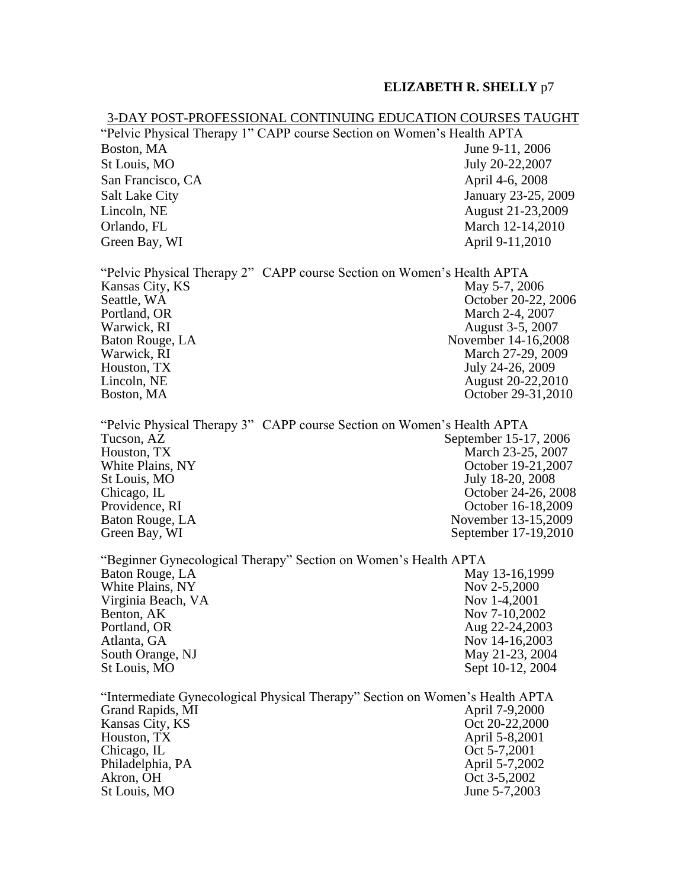## 3-DAY POST-PROFESSIONAL CONTINUING EDUCATION COURSES TAUGHT

"Pelvic Physical Therapy 1" CAPP course Section on Women's Health APTA

| | |
|---|---|
| Boston, MA | June 9-11, 2006 |
| St Louis, MO | July 20-22,2007 |
| San Francisco, CA | April 4-6, 2008 |
| Salt Lake City | January 23-25, 2009 |
| Lincoln, NE | August 21-23,2009 |
| Orlando, FL | March 12-14,2010 |
| Green Bay, WI | April 9-11,2010 |

"Pelvic Physical Therapy 2" CAPP course Section on Women's Health APTA

| | |
|---|---|
| Kansas City, KS | May 5-7, 2006 |
| Seattle, WA | October 20-22, 2006 |
| Portland, OR | March 2-4, 2007 |
| Warwick, RI | August 3-5, 2007 |
| Baton Rouge, LA | November 14-16,2008 |
| Warwick, RI | March 27-29, 2009 |
| Houston, TX | July 24-26, 2009 |
| Lincoln, NE | August 20-22,2010 |
| Boston, MA | October 29-31,2010 |

"Pelvic Physical Therapy 3" CAPP course Section on Women's Health APTA

| | |
|---|---|
| Tucson, AZ | September 15-17, 2006 |
| Houston, TX | March 23-25, 2007 |
| White Plains, NY | October 19-21,2007 |
| St Louis, MO | July 18-20, 2008 |
| Chicago, IL | October 24-26, 2008 |
| Providence, RI | October 16-18,2009 |
| Baton Rouge, LA | November 13-15,2009 |
| Green Bay, WI | September 17-19,2010 |

"Beginner Gynecological Therapy" Section on Women's Health APTA

| | |
|---|---|
| Baton Rouge, LA | May 13-16,1999 |
| White Plains, NY | Nov 2-5,2000 |
| Virginia Beach, VA | Nov 1-4,2001 |
| Benton, AK | Nov 7-10,2002 |
| Portland, OR | Aug 22-24,2003 |
| Atlanta, GA | Nov 14-16,2003 |
| South Orange, NJ | May 21-23, 2004 |
| St Louis, MO | Sept 10-12, 2004 |

"Intermediate Gynecological Physical Therapy" Section on Women's Health APTA

| | |
|---|---|
| Grand Rapids, MI | April 7-9,2000 |
| Kansas City, KS | Oct 20-22,2000 |
| Houston, TX | April 5-8,2001 |
| Chicago, IL | Oct 5-7,2001 |
| Philadelphia, PA | April 5-7,2002 |
| Akron, OH | Oct 3-5,2002 |
| St Louis, MO | June 5-7,2003 |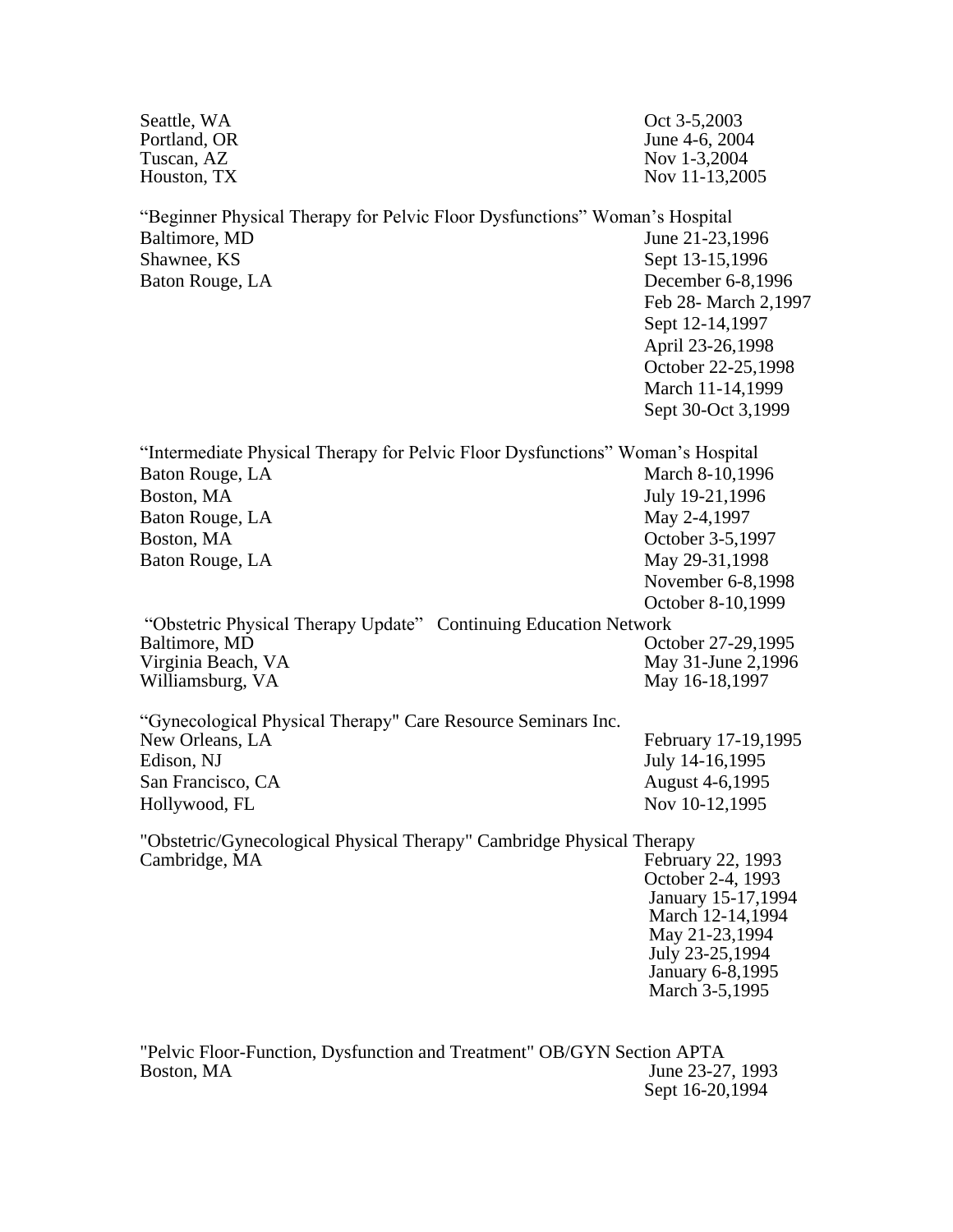Seattle, WA — Oct 3-5,2003
Portland, OR — June 4-6, 2004
Tuscan, AZ — Nov 1-3,2004
Houston, TX — Nov 11-13,2005

"Beginner Physical Therapy for Pelvic Floor Dysfunctions" Woman's Hospital

Baltimore, MD — June 21-23,1996
Shawnee, KS — Sept 13-15,1996
Baton Rouge, LA — December 6-8,1996
Feb 28- March 2,1997
Sept 12-14,1997
April 23-26,1998
October 22-25,1998
March 11-14,1999
Sept 30-Oct 3,1999

"Intermediate Physical Therapy for Pelvic Floor Dysfunctions" Woman's Hospital

Baton Rouge, LA — March 8-10,1996
Boston, MA — July 19-21,1996
Baton Rouge, LA — May 2-4,1997
Boston, MA — October 3-5,1997
Baton Rouge, LA — May 29-31,1998
November 6-8,1998
October 8-10,1999

"Obstetric Physical Therapy Update" Continuing Education Network

Baltimore, MD — October 27-29,1995
Virginia Beach, VA — May 31-June 2,1996
Williamsburg, VA — May 16-18,1997

"Gynecological Physical Therapy" Care Resource Seminars Inc.

New Orleans, LA — February 17-19,1995
Edison, NJ — July 14-16,1995
San Francisco, CA — August 4-6,1995
Hollywood, FL — Nov 10-12,1995

"Obstetric/Gynecological Physical Therapy" Cambridge Physical Therapy

Cambridge, MA — February 22, 1993
October 2-4, 1993
January 15-17,1994
March 12-14,1994
May 21-23,1994
July 23-25,1994
January 6-8,1995
March 3-5,1995

"Pelvic Floor-Function, Dysfunction and Treatment" OB/GYN Section APTA

Boston, MA — June 23-27, 1993
Sept 16-20,1994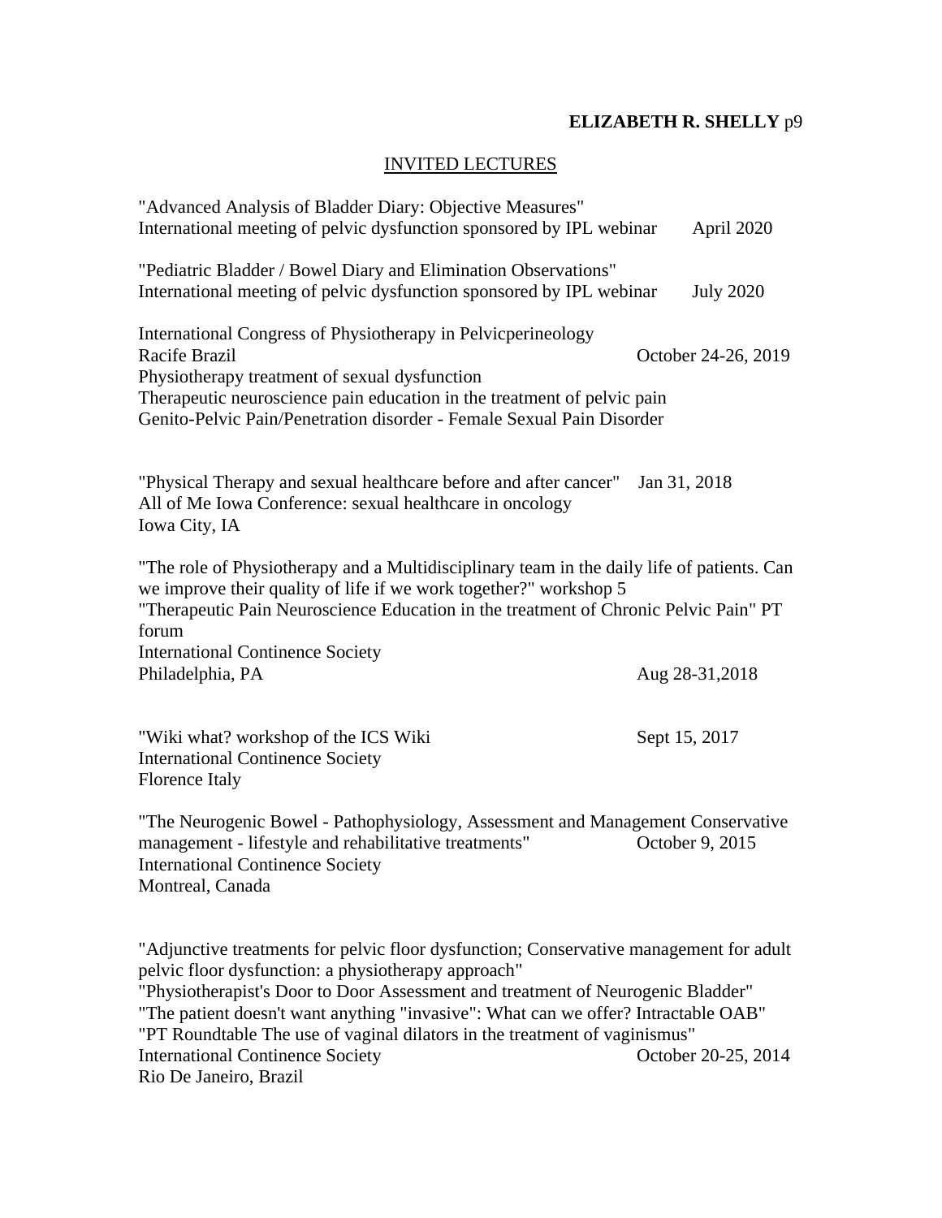## INVITED LECTURES

"Advanced Analysis of Bladder Diary: Objective Measures"
International meeting of pelvic dysfunction sponsored by IPL webinar April 2020

"Pediatric Bladder / Bowel Diary and Elimination Observations"
International meeting of pelvic dysfunction sponsored by IPL webinar July 2020

International Congress of Physiotherapy in Pelvicperineology
Racife Brazil October 24-26, 2019
Physiotherapy treatment of sexual dysfunction
Therapeutic neuroscience pain education in the treatment of pelvic pain
Genito-Pelvic Pain/Penetration disorder - Female Sexual Pain Disorder

"Physical Therapy and sexual healthcare before and after cancer" Jan 31, 2018
All of Me Iowa Conference: sexual healthcare in oncology
Iowa City, IA

"The role of Physiotherapy and a Multidisciplinary team in the daily life of patients. Can we improve their quality of life if we work together?" workshop 5
"Therapeutic Pain Neuroscience Education in the treatment of Chronic Pelvic Pain" PT forum
International Continence Society
Philadelphia, PA Aug 28-31,2018

"Wiki what? workshop of the ICS Wiki Sept 15, 2017
International Continence Society
Florence Italy

"The Neurogenic Bowel - Pathophysiology, Assessment and Management Conservative management - lifestyle and rehabilitative treatments" October 9, 2015
International Continence Society
Montreal, Canada

"Adjunctive treatments for pelvic floor dysfunction; Conservative management for adult pelvic floor dysfunction: a physiotherapy approach"
"Physiotherapist's Door to Door Assessment and treatment of Neurogenic Bladder"
"The patient doesn't want anything "invasive": What can we offer? Intractable OAB"
"PT Roundtable The use of vaginal dilators in the treatment of vaginismus"
International Continence Society October 20-25, 2014
Rio De Janeiro, Brazil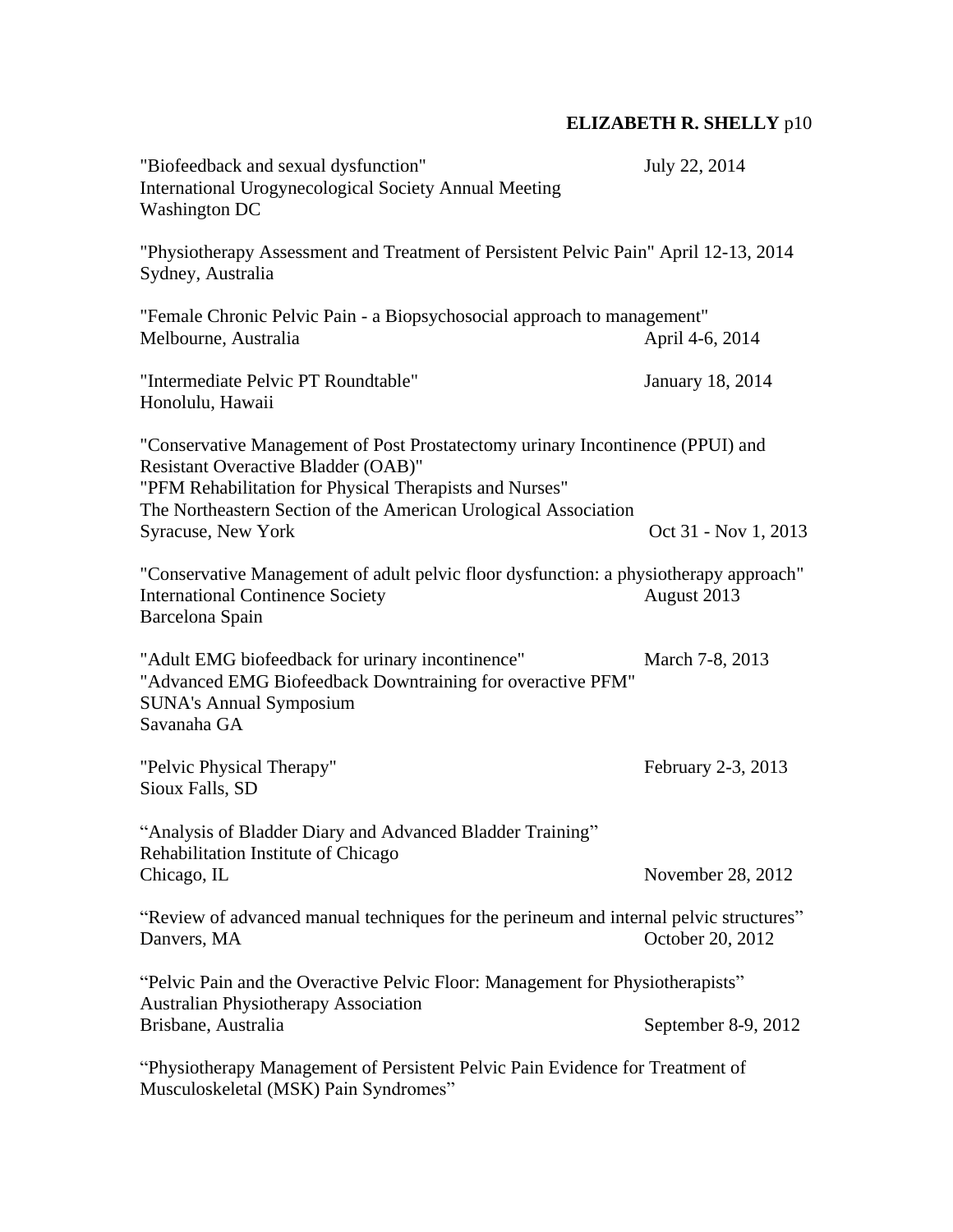"Biofeedback and sexual dysfunction" July 22, 2014
International Urogynecological Society Annual Meeting
Washington DC

"Physiotherapy Assessment and Treatment of Persistent Pelvic Pain" April 12-13, 2014
Sydney, Australia

"Female Chronic Pelvic Pain - a Biopsychosocial approach to management"
Melbourne, Australia April 4-6, 2014

"Intermediate Pelvic PT Roundtable" January 18, 2014
Honolulu, Hawaii

"Conservative Management of Post Prostatectomy urinary Incontinence (PPUI) and Resistant Overactive Bladder (OAB)"
"PFM Rehabilitation for Physical Therapists and Nurses"
The Northeastern Section of the American Urological Association
Syracuse, New York Oct 31 - Nov 1, 2013

"Conservative Management of adult pelvic floor dysfunction: a physiotherapy approach"
International Continence Society August 2013
Barcelona Spain

"Adult EMG biofeedback for urinary incontinence" March 7-8, 2013
"Advanced EMG Biofeedback Downtraining for overactive PFM"
SUNA's Annual Symposium
Savanaha GA

"Pelvic Physical Therapy" February 2-3, 2013
Sioux Falls, SD

"Analysis of Bladder Diary and Advanced Bladder Training"
Rehabilitation Institute of Chicago
Chicago, IL November 28, 2012

"Review of advanced manual techniques for the perineum and internal pelvic structures"
Danvers, MA October 20, 2012

"Pelvic Pain and the Overactive Pelvic Floor: Management for Physiotherapists"
Australian Physiotherapy Association
Brisbane, Australia September 8-9, 2012

"Physiotherapy Management of Persistent Pelvic Pain Evidence for Treatment of Musculoskeletal (MSK) Pain Syndromes"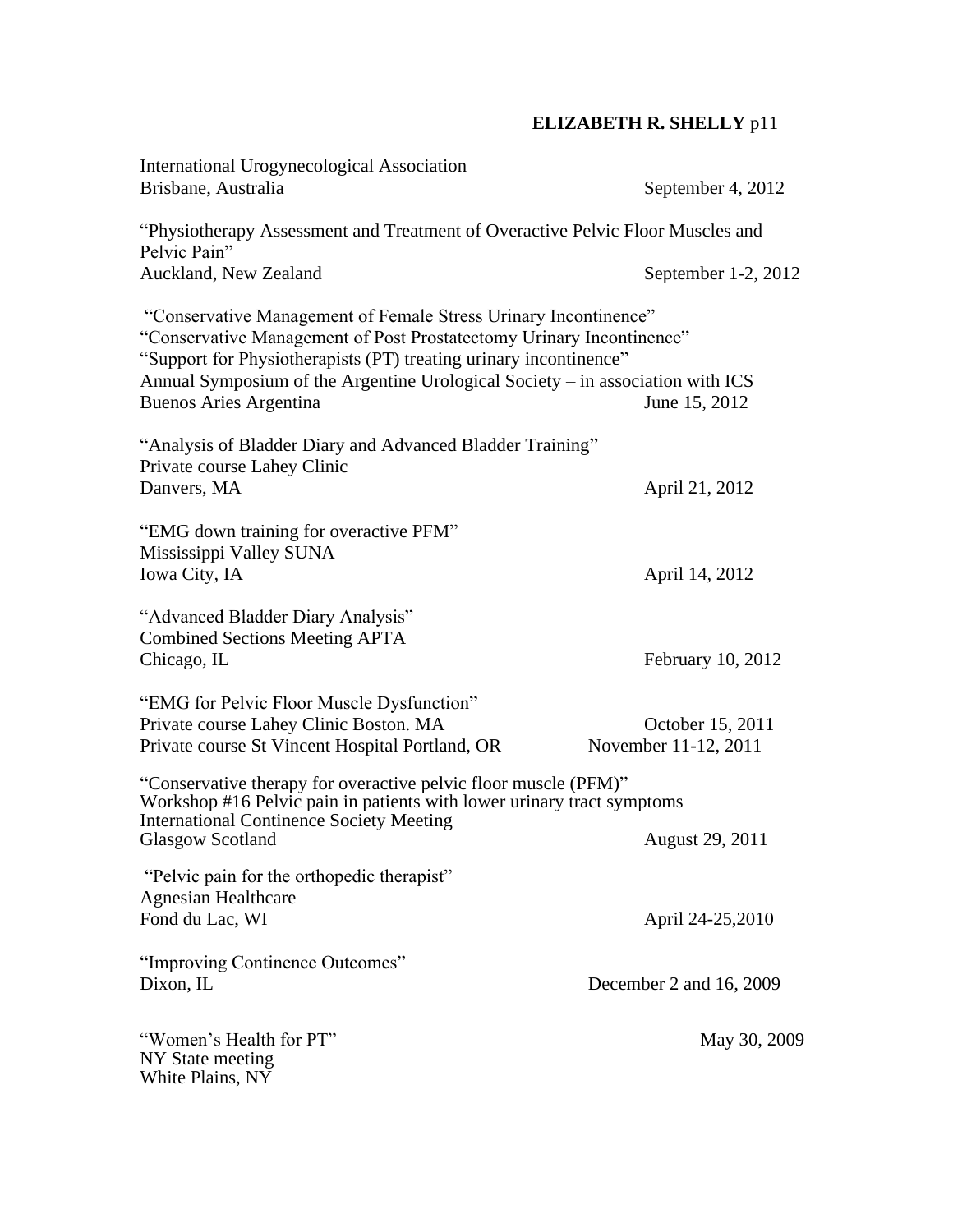International Urogynecological Association
Brisbane, Australia September 4, 2012

"Physiotherapy Assessment and Treatment of Overactive Pelvic Floor Muscles and Pelvic Pain"
Auckland, New Zealand September 1-2, 2012

"Conservative Management of Female Stress Urinary Incontinence"
"Conservative Management of Post Prostatectomy Urinary Incontinence"
"Support for Physiotherapists (PT) treating urinary incontinence"
Annual Symposium of the Argentine Urological Society – in association with ICS
Buenos Aries Argentina June 15, 2012

"Analysis of Bladder Diary and Advanced Bladder Training"
Private course Lahey Clinic
Danvers, MA April 21, 2012

"EMG down training for overactive PFM"
Mississippi Valley SUNA
Iowa City, IA April 14, 2012

"Advanced Bladder Diary Analysis"
Combined Sections Meeting APTA
Chicago, IL February 10, 2012

"EMG for Pelvic Floor Muscle Dysfunction"
Private course Lahey Clinic Boston. MA October 15, 2011
Private course St Vincent Hospital Portland, OR November 11-12, 2011

"Conservative therapy for overactive pelvic floor muscle (PFM)"
Workshop #16 Pelvic pain in patients with lower urinary tract symptoms
International Continence Society Meeting
Glasgow Scotland August 29, 2011

"Pelvic pain for the orthopedic therapist"
Agnesian Healthcare
Fond du Lac, WI April 24-25,2010

"Improving Continence Outcomes"
Dixon, IL December 2 and 16, 2009

"Women's Health for PT" May 30, 2009
NY State meeting
White Plains, NY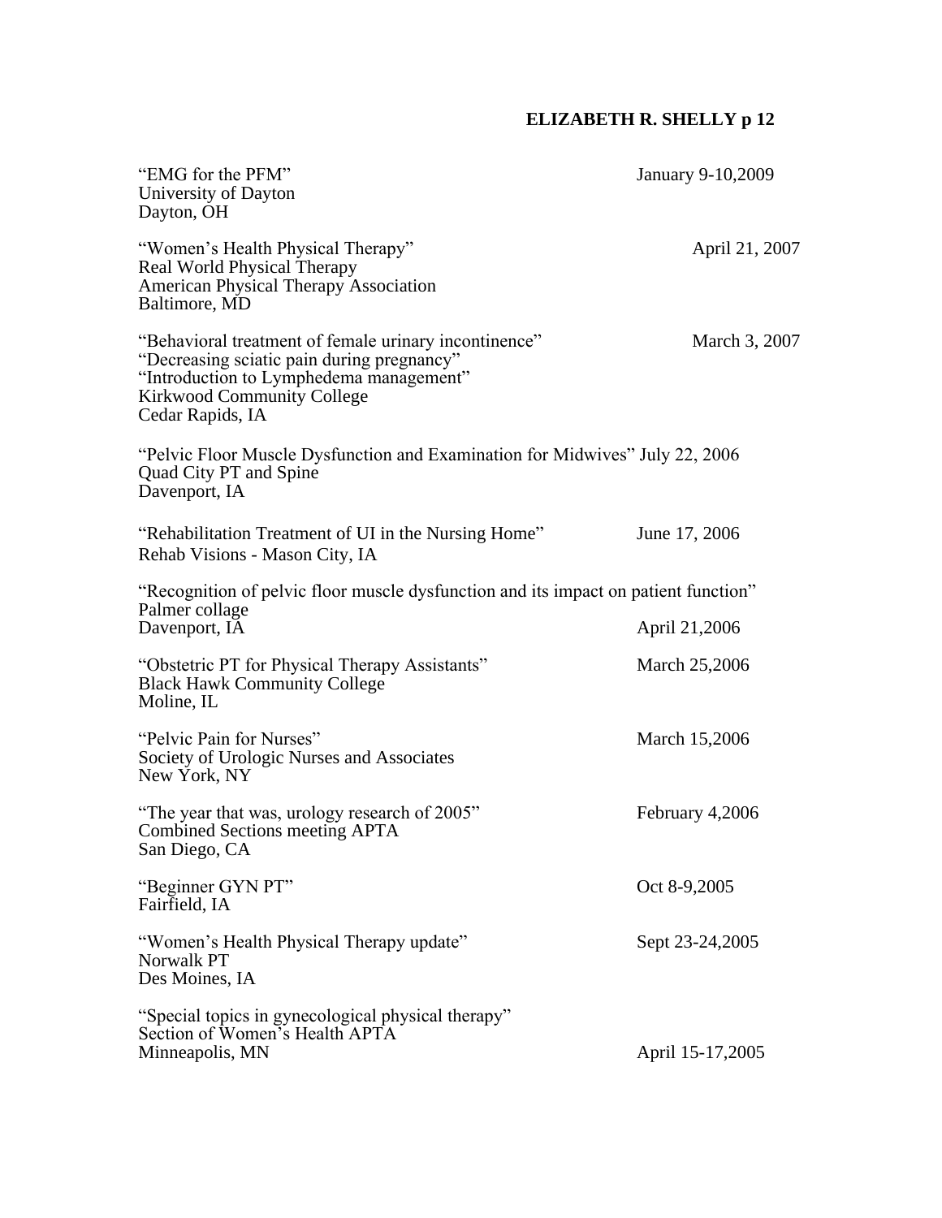"EMG for the PFM" January 9-10,2009
University of Dayton
Dayton, OH

"Women's Health Physical Therapy" April 21, 2007
Real World Physical Therapy
American Physical Therapy Association
Baltimore, MD

"Behavioral treatment of female urinary incontinence" March 3, 2007
"Decreasing sciatic pain during pregnancy"
"Introduction to Lymphedema management"
Kirkwood Community College
Cedar Rapids, IA

"Pelvic Floor Muscle Dysfunction and Examination for Midwives" July 22, 2006
Quad City PT and Spine
Davenport, IA

"Rehabilitation Treatment of UI in the Nursing Home" June 17, 2006
Rehab Visions - Mason City, IA

"Recognition of pelvic floor muscle dysfunction and its impact on patient function"
Palmer collage
Davenport, IA April 21,2006

"Obstetric PT for Physical Therapy Assistants" March 25,2006
Black Hawk Community College
Moline, IL

"Pelvic Pain for Nurses" March 15,2006
Society of Urologic Nurses and Associates
New York, NY

"The year that was, urology research of 2005" February 4,2006
Combined Sections meeting APTA
San Diego, CA

"Beginner GYN PT" Oct 8-9,2005
Fairfield, IA

"Women's Health Physical Therapy update" Sept 23-24,2005
Norwalk PT
Des Moines, IA

"Special topics in gynecological physical therapy"
Section of Women's Health APTA
Minneapolis, MN April 15-17,2005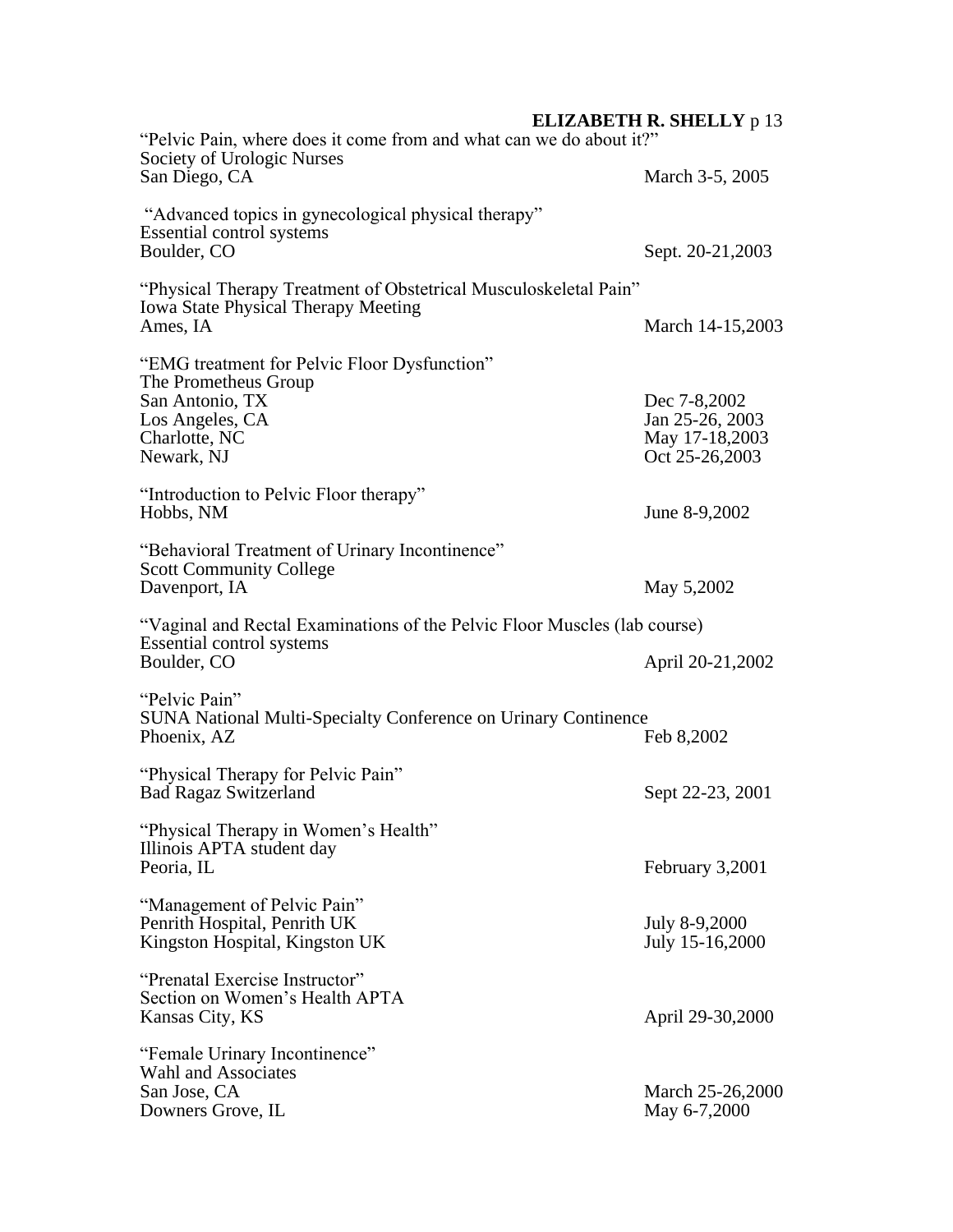"Pelvic Pain, where does it come from and what can we do about it?"
Society of Urologic Nurses
San Diego, CA March 3-5, 2005

"Advanced topics in gynecological physical therapy"
Essential control systems
Boulder, CO Sept. 20-21,2003

"Physical Therapy Treatment of Obstetrical Musculoskeletal Pain"
Iowa State Physical Therapy Meeting
Ames, IA March 14-15,2003

"EMG treatment for Pelvic Floor Dysfunction"
The Prometheus Group
San Antonio, TX Dec 7-8,2002
Los Angeles, CA Jan 25-26, 2003
Charlotte, NC May 17-18,2003
Newark, NJ Oct 25-26,2003

"Introduction to Pelvic Floor therapy"
Hobbs, NM June 8-9,2002

"Behavioral Treatment of Urinary Incontinence"
Scott Community College
Davenport, IA May 5,2002

"Vaginal and Rectal Examinations of the Pelvic Floor Muscles (lab course)
Essential control systems
Boulder, CO April 20-21,2002

"Pelvic Pain"
SUNA National Multi-Specialty Conference on Urinary Continence
Phoenix, AZ Feb 8,2002

"Physical Therapy for Pelvic Pain"
Bad Ragaz Switzerland Sept 22-23, 2001

"Physical Therapy in Women's Health"
Illinois APTA student day
Peoria, IL February 3,2001

"Management of Pelvic Pain"
Penrith Hospital, Penrith UK July 8-9,2000
Kingston Hospital, Kingston UK July 15-16,2000

"Prenatal Exercise Instructor"
Section on Women's Health APTA
Kansas City, KS April 29-30,2000

"Female Urinary Incontinence"
Wahl and Associates
San Jose, CA March 25-26,2000
Downers Grove, IL May 6-7,2000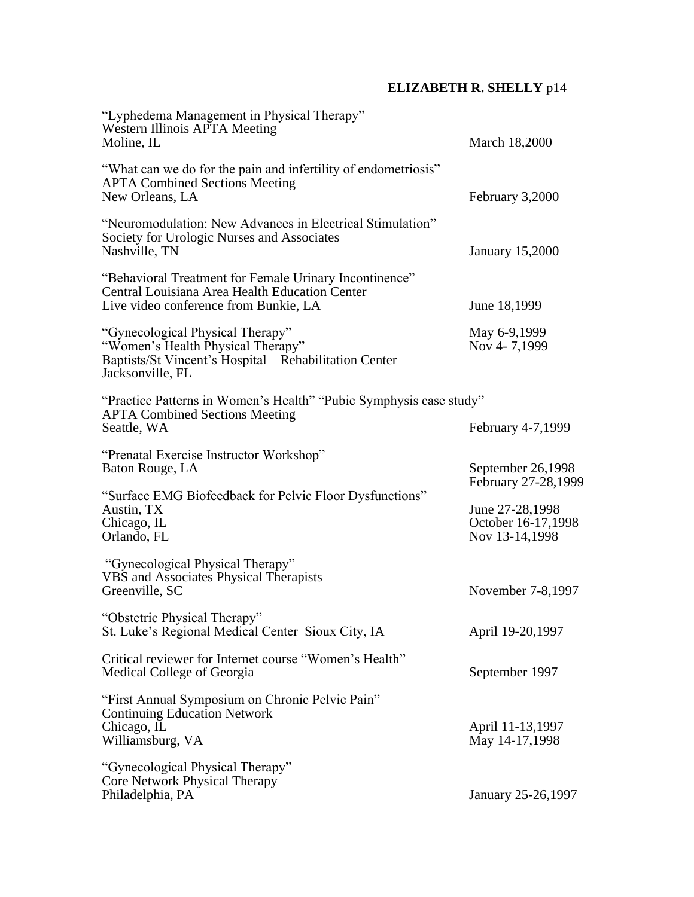"Lyphedema Management in Physical Therapy"
Western Illinois APTA Meeting
Moline, IL — March 18,2000

"What can we do for the pain and infertility of endometriosis"
APTA Combined Sections Meeting
New Orleans, LA — February 3,2000

"Neuromodulation: New Advances in Electrical Stimulation"
Society for Urologic Nurses and Associates
Nashville, TN — January 15,2000

"Behavioral Treatment for Female Urinary Incontinence"
Central Louisiana Area Health Education Center
Live video conference from Bunkie, LA — June 18,1999

"Gynecological Physical Therapy" — May 6-9,1999
"Women's Health Physical Therapy" — Nov 4- 7,1999
Baptists/St Vincent's Hospital – Rehabilitation Center
Jacksonville, FL

"Practice Patterns in Women's Health" "Pubic Symphysis case study"
APTA Combined Sections Meeting
Seattle, WA — February 4-7,1999

"Prenatal Exercise Instructor Workshop"
Baton Rouge, LA — September 26,1998
February 27-28,1999

"Surface EMG Biofeedback for Pelvic Floor Dysfunctions"
Austin, TX — June 27-28,1998
Chicago, IL — October 16-17,1998
Orlando, FL — Nov 13-14,1998

"Gynecological Physical Therapy"
VBS and Associates Physical Therapists
Greenville, SC — November 7-8,1997

"Obstetric Physical Therapy"
St. Luke's Regional Medical Center Sioux City, IA — April 19-20,1997

Critical reviewer for Internet course "Women's Health"
Medical College of Georgia — September 1997

"First Annual Symposium on Chronic Pelvic Pain"
Continuing Education Network
Chicago, IL — April 11-13,1997
Williamsburg, VA — May 14-17,1998

"Gynecological Physical Therapy"
Core Network Physical Therapy
Philadelphia, PA — January 25-26,1997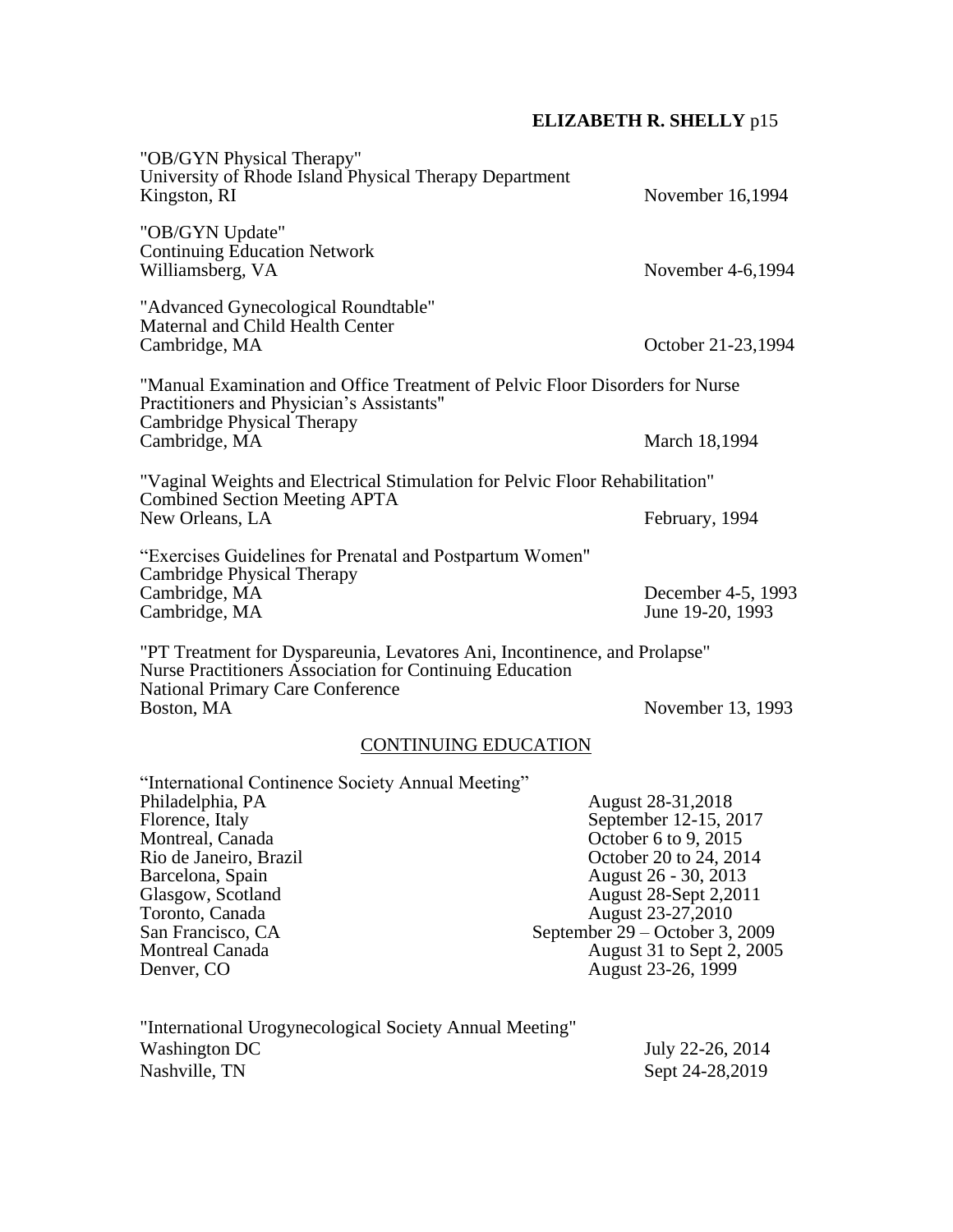"OB/GYN Physical Therapy"
University of Rhode Island Physical Therapy Department
Kingston, RI November 16,1994

"OB/GYN Update"
Continuing Education Network
Williamsberg, VA November 4-6,1994

"Advanced Gynecological Roundtable"
Maternal and Child Health Center
Cambridge, MA October 21-23,1994

"Manual Examination and Office Treatment of Pelvic Floor Disorders for Nurse Practitioners and Physician's Assistants"
Cambridge Physical Therapy
Cambridge, MA March 18,1994

"Vaginal Weights and Electrical Stimulation for Pelvic Floor Rehabilitation"
Combined Section Meeting APTA
New Orleans, LA February, 1994

"Exercises Guidelines for Prenatal and Postpartum Women"
Cambridge Physical Therapy
Cambridge, MA December 4-5, 1993
Cambridge, MA June 19-20, 1993

"PT Treatment for Dyspareunia, Levatores Ani, Incontinence, and Prolapse"
Nurse Practitioners Association for Continuing Education
National Primary Care Conference
Boston, MA November 13, 1993

## CONTINUING EDUCATION

"International Continence Society Annual Meeting"
Philadelphia, PA August 28-31,2018
Florence, Italy September 12-15, 2017
Montreal, Canada October 6 to 9, 2015
Rio de Janeiro, Brazil October 20 to 24, 2014
Barcelona, Spain August 26 - 30, 2013
Glasgow, Scotland August 28-Sept 2,2011
Toronto, Canada August 23-27,2010
San Francisco, CA September 29 – October 3, 2009
Montreal Canada August 31 to Sept 2, 2005
Denver, CO August 23-26, 1999

"International Urogynecological Society Annual Meeting"
Washington DC July 22-26, 2014
Nashville, TN Sept 24-28,2019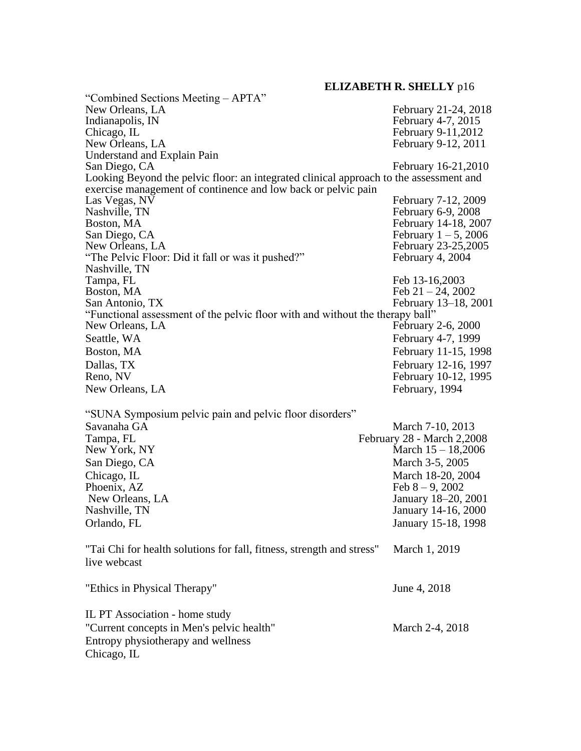"Combined Sections Meeting – APTA"

| | |
|---|---|
| New Orleans, LA | February 21-24, 2018 |
| Indianapolis, IN | February 4-7, 2015 |
| Chicago, IL | February 9-11,2012 |
| New Orleans, LA | February 9-12, 2011 |
| Understand and Explain Pain | |
| San Diego, CA | February 16-21,2010 |

Looking Beyond the pelvic floor: an integrated clinical approach to the assessment and exercise management of continence and low back or pelvic pain

| | |
|---|---|
| Las Vegas, NV | February 7-12, 2009 |
| Nashville, TN | February 6-9, 2008 |
| Boston, MA | February 14-18, 2007 |
| San Diego, CA | February 1 – 5, 2006 |
| New Orleans, LA | February 23-25,2005 |
| "The Pelvic Floor: Did it fall or was it pushed?" | February 4, 2004 |
| Nashville, TN | |
| Tampa, FL | Feb 13-16,2003 |
| Boston, MA | Feb 21 – 24, 2002 |
| San Antonio, TX | February 13–18, 2001 |

"Functional assessment of the pelvic floor with and without the therapy ball"

| | |
|---|---|
| New Orleans, LA | February 2-6, 2000 |
| Seattle, WA | February 4-7, 1999 |
| Boston, MA | February 11-15, 1998 |
| Dallas, TX | February 12-16, 1997 |
| Reno, NV | February 10-12, 1995 |
| New Orleans, LA | February, 1994 |

"SUNA Symposium pelvic pain and pelvic floor disorders"

| | |
|---|---|
| Savanaha GA | March 7-10, 2013 |
| Tampa, FL | February 28 - March 2,2008 |
| New York, NY | March 15 – 18,2006 |
| San Diego, CA | March 3-5, 2005 |
| Chicago, IL | March 18-20, 2004 |
| Phoenix, AZ | Feb 8 – 9, 2002 |
| New Orleans, LA | January 18–20, 2001 |
| Nashville, TN | January 14-16, 2000 |
| Orlando, FL | January 15-18, 1998 |

"Tai Chi for health solutions for fall, fitness, strength and stress" live webcast — March 1, 2019

"Ethics in Physical Therapy" — June 4, 2018

IL PT Association - home study

"Current concepts in Men's pelvic health" — March 2-4, 2018

Entropy physiotherapy and wellness

Chicago, IL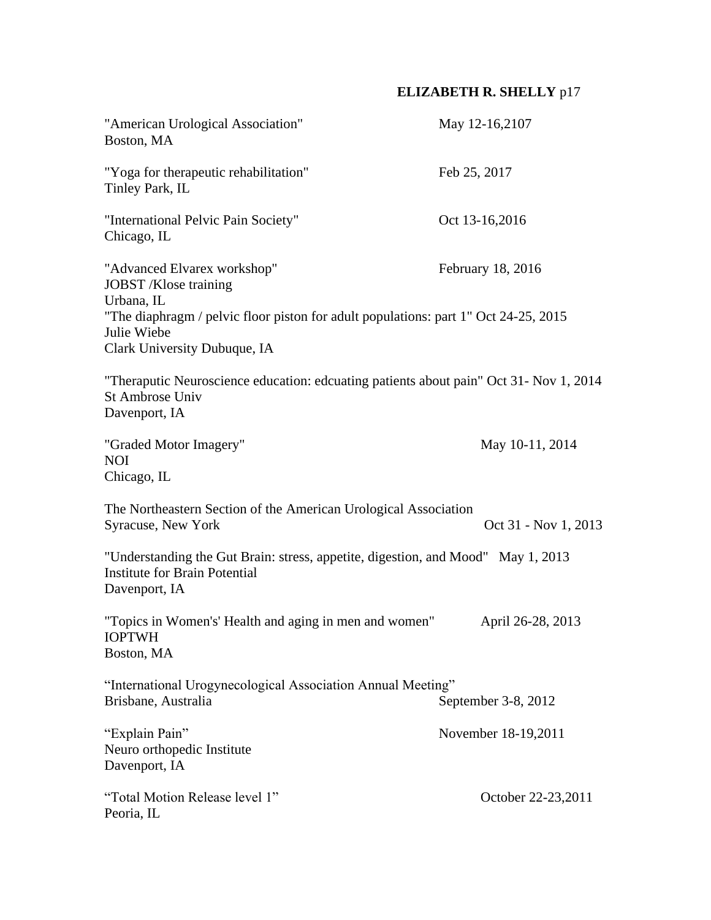"American Urological Association" May 12-16,2107
Boston, MA

"Yoga for therapeutic rehabilitation" Feb 25, 2017
Tinley Park, IL

"International Pelvic Pain Society" Oct 13-16,2016
Chicago, IL

"Advanced Elvarex workshop" February 18, 2016
JOBST /Klose training
Urbana, IL

"The diaphragm / pelvic floor piston for adult populations: part 1" Oct 24-25, 2015
Julie Wiebe
Clark University Dubuque, IA

"Theraputic Neuroscience education: edcuating patients about pain" Oct 31- Nov 1, 2014
St Ambrose Univ
Davenport, IA

"Graded Motor Imagery" May 10-11, 2014
NOI
Chicago, IL

The Northeastern Section of the American Urological Association
Syracuse, New York Oct 31 - Nov 1, 2013

"Understanding the Gut Brain: stress, appetite, digestion, and Mood" May 1, 2013
Institute for Brain Potential
Davenport, IA

"Topics in Women's' Health and aging in men and women" April 26-28, 2013
IOPTWH
Boston, MA

"International Urogynecological Association Annual Meeting"
Brisbane, Australia September 3-8, 2012

"Explain Pain" November 18-19,2011
Neuro orthopedic Institute
Davenport, IA

"Total Motion Release level 1" October 22-23,2011
Peoria, IL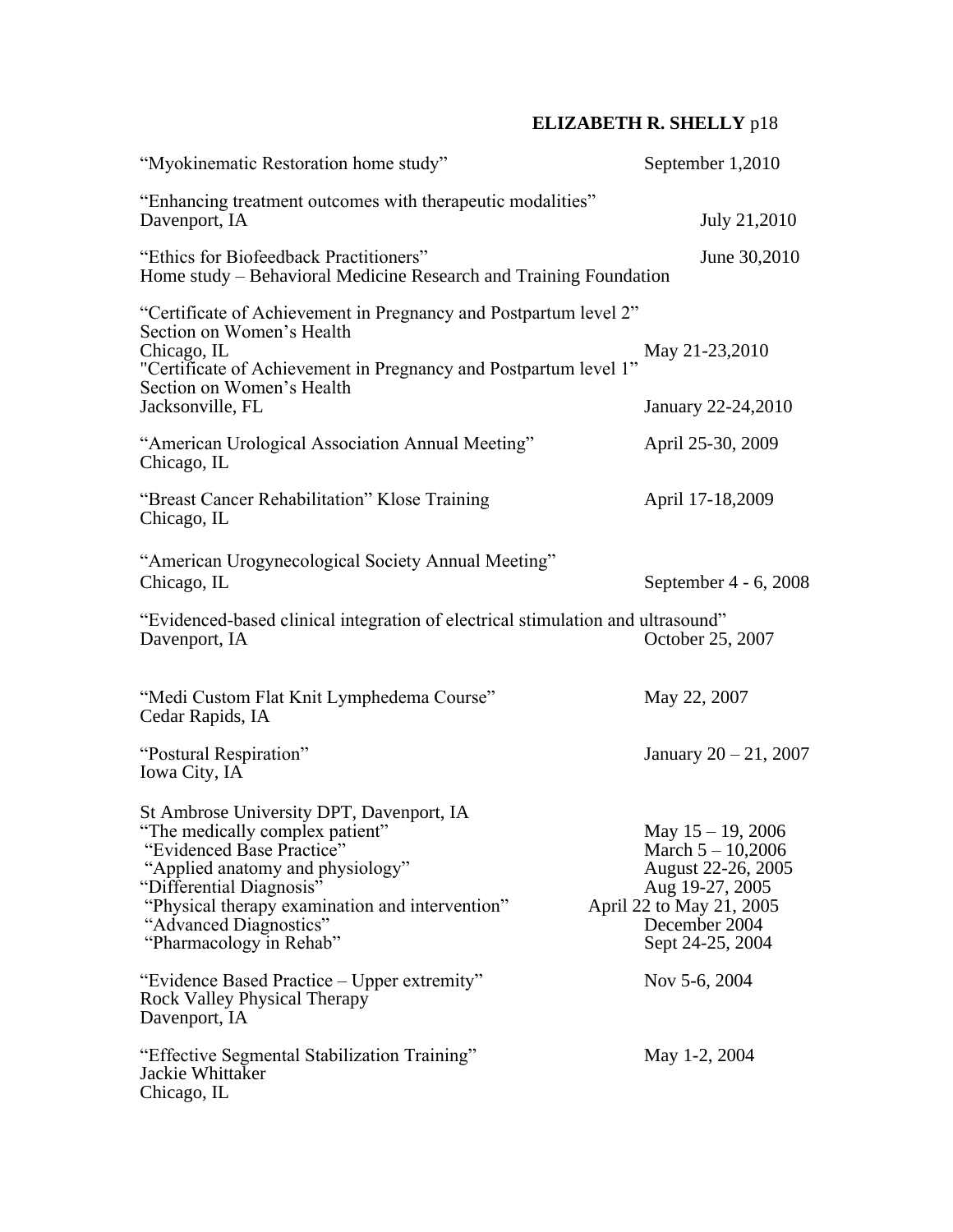"Myokinematic Restoration home study" September 1,2010

"Enhancing treatment outcomes with therapeutic modalities"
Davenport, IA July 21,2010

"Ethics for Biofeedback Practitioners" June 30,2010
Home study – Behavioral Medicine Research and Training Foundation

"Certificate of Achievement in Pregnancy and Postpartum level 2"
Section on Women's Health
Chicago, IL May 21-23,2010
"Certificate of Achievement in Pregnancy and Postpartum level 1"
Section on Women's Health
Jacksonville, FL January 22-24,2010

"American Urological Association Annual Meeting" April 25-30, 2009
Chicago, IL

"Breast Cancer Rehabilitation" Klose Training April 17-18,2009
Chicago, IL

"American Urogynecological Society Annual Meeting"
Chicago, IL September 4 - 6, 2008

"Evidenced-based clinical integration of electrical stimulation and ultrasound"
Davenport, IA October 25, 2007

"Medi Custom Flat Knit Lymphedema Course" May 22, 2007
Cedar Rapids, IA

"Postural Respiration" January 20 – 21, 2007
Iowa City, IA

St Ambrose University DPT, Davenport, IA
"The medically complex patient" May 15 – 19, 2006
"Evidenced Base Practice" March 5 – 10,2006
"Applied anatomy and physiology" August 22-26, 2005
"Differential Diagnosis" Aug 19-27, 2005
"Physical therapy examination and intervention" April 22 to May 21, 2005
"Advanced Diagnostics" December 2004
"Pharmacology in Rehab" Sept 24-25, 2004

"Evidence Based Practice – Upper extremity" Nov 5-6, 2004
Rock Valley Physical Therapy
Davenport, IA

"Effective Segmental Stabilization Training" May 1-2, 2004
Jackie Whittaker
Chicago, IL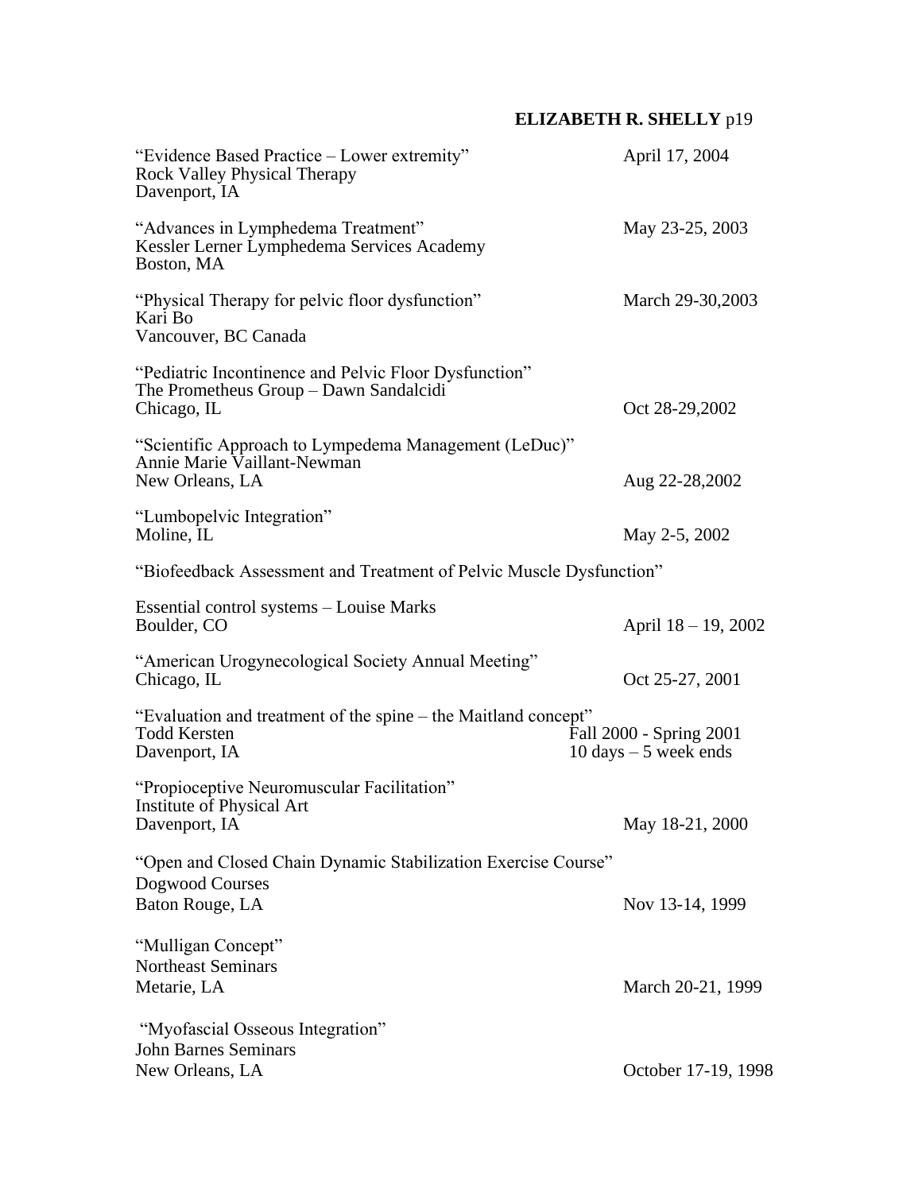"Evidence Based Practice – Lower extremity"  
Rock Valley Physical Therapy  
Davenport, IA  
April 17, 2004

"Advances in Lymphedema Treatment"  
Kessler Lerner Lymphedema Services Academy  
Boston, MA  
May 23-25, 2003

"Physical Therapy for pelvic floor dysfunction"  
Kari Bo  
Vancouver, BC Canada  
March 29-30,2003

"Pediatric Incontinence and Pelvic Floor Dysfunction"  
The Prometheus Group – Dawn Sandalcidi  
Chicago, IL  
Oct 28-29,2002

"Scientific Approach to Lympedema Management (LeDuc)"  
Annie Marie Vaillant-Newman  
New Orleans, LA  
Aug 22-28,2002

"Lumbopelvic Integration"  
Moline, IL  
May 2-5, 2002

"Biofeedback Assessment and Treatment of Pelvic Muscle Dysfunction"

Essential control systems – Louise Marks  
Boulder, CO  
April 18 – 19, 2002

"American Urogynecological Society Annual Meeting"  
Chicago, IL  
Oct 25-27, 2001

"Evaluation and treatment of the spine – the Maitland concept"  
Todd Kersten  
Davenport, IA  
Fall 2000 - Spring 2001  
10 days – 5 week ends

"Propioceptive Neuromuscular Facilitation"  
Institute of Physical Art  
Davenport, IA  
May 18-21, 2000

"Open and Closed Chain Dynamic Stabilization Exercise Course"  
Dogwood Courses  
Baton Rouge, LA  
Nov 13-14, 1999

"Mulligan Concept"  
Northeast Seminars  
Metarie, LA  
March 20-21, 1999

"Myofascial Osseous Integration"  
John Barnes Seminars  
New Orleans, LA  
October 17-19, 1998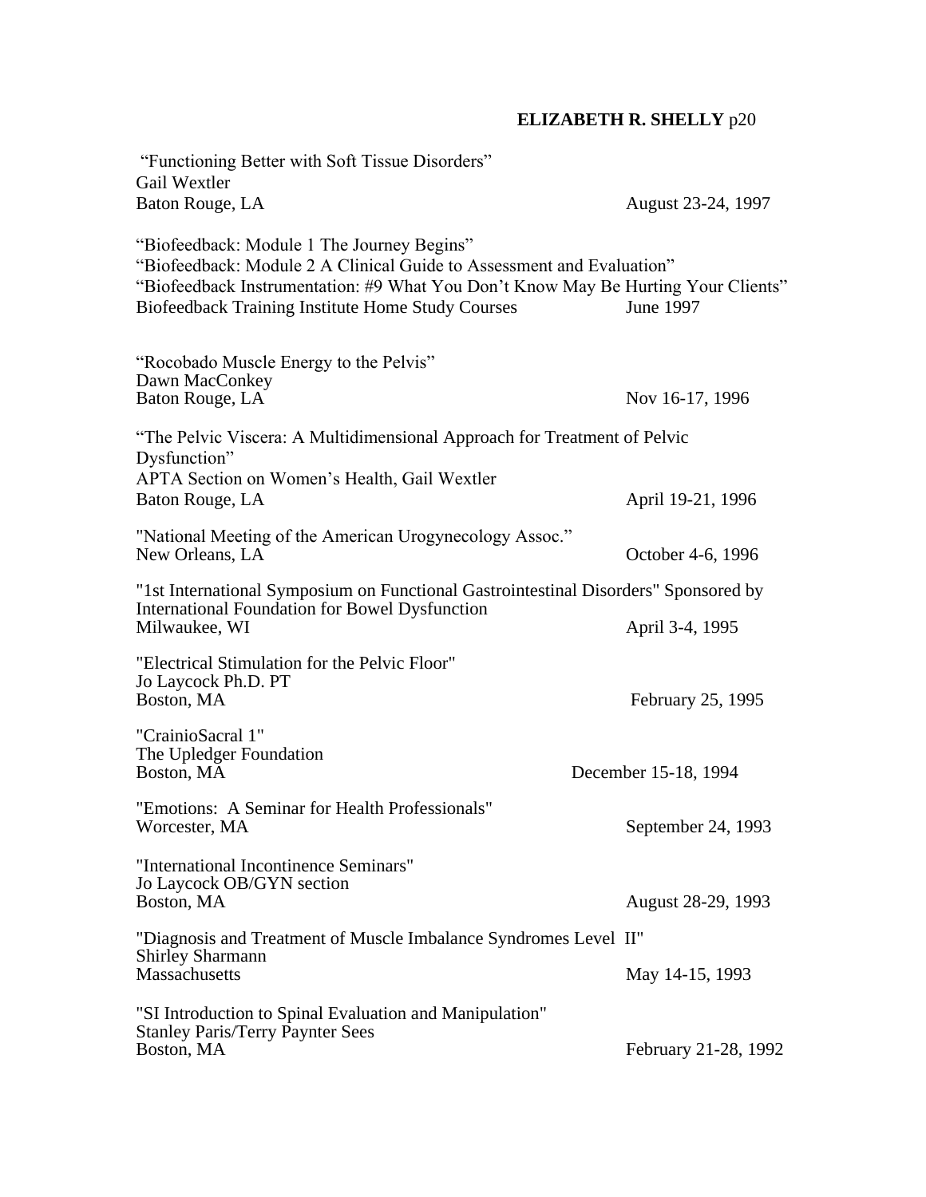"Functioning Better with Soft Tissue Disorders"
Gail Wextler
Baton Rouge, LA — August 23-24, 1997

"Biofeedback: Module 1 The Journey Begins"
"Biofeedback: Module 2 A Clinical Guide to Assessment and Evaluation"
"Biofeedback Instrumentation: #9 What You Don't Know May Be Hurting Your Clients"
Biofeedback Training Institute Home Study Courses — June 1997

"Rocobado Muscle Energy to the Pelvis"
Dawn MacConkey
Baton Rouge, LA — Nov 16-17, 1996

"The Pelvic Viscera: A Multidimensional Approach for Treatment of Pelvic Dysfunction"
APTA Section on Women's Health, Gail Wextler
Baton Rouge, LA — April 19-21, 1996

"National Meeting of the American Urogynecology Assoc."
New Orleans, LA — October 4-6, 1996

"1st International Symposium on Functional Gastrointestinal Disorders" Sponsored by International Foundation for Bowel Dysfunction
Milwaukee, WI — April 3-4, 1995

"Electrical Stimulation for the Pelvic Floor"
Jo Laycock Ph.D. PT
Boston, MA — February 25, 1995

"CrainioSacral 1"
The Upledger Foundation
Boston, MA — December 15-18, 1994

"Emotions: A Seminar for Health Professionals"
Worcester, MA — September 24, 1993

"International Incontinence Seminars"
Jo Laycock OB/GYN section
Boston, MA — August 28-29, 1993

"Diagnosis and Treatment of Muscle Imbalance Syndromes Level II"
Shirley Sharmann
Massachusetts — May 14-15, 1993

"SI Introduction to Spinal Evaluation and Manipulation"
Stanley Paris/Terry Paynter Sees
Boston, MA — February 21-28, 1992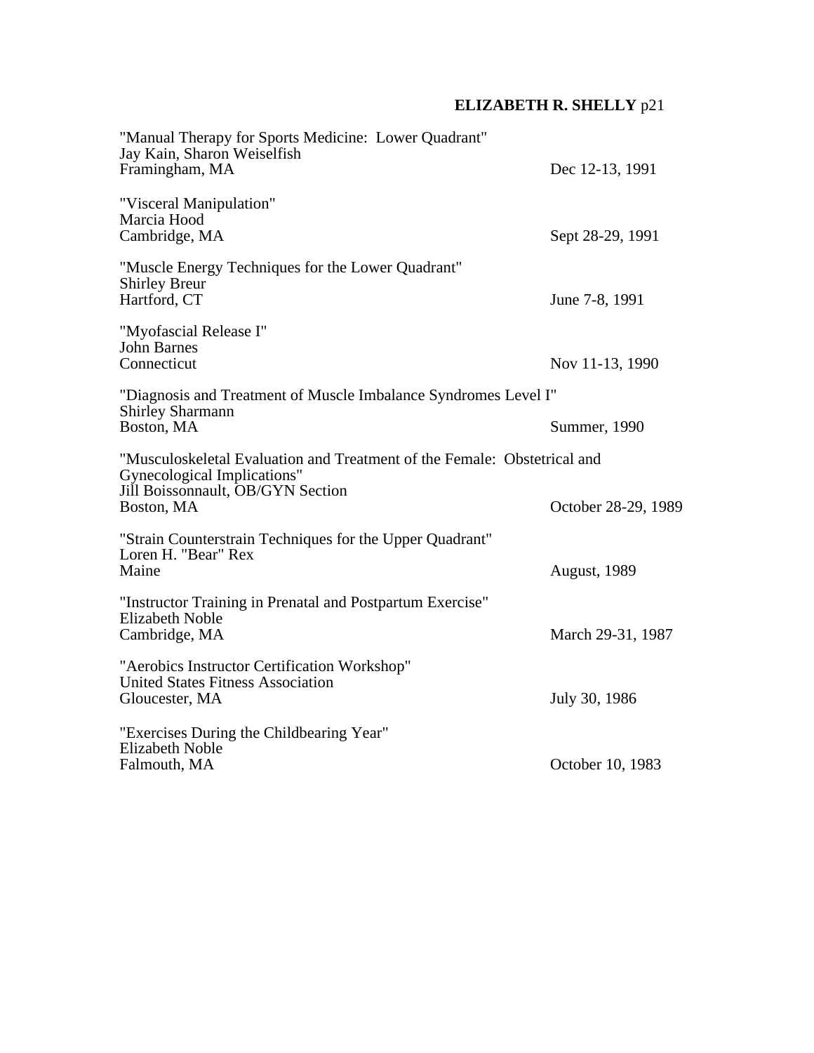"Manual Therapy for Sports Medicine: Lower Quadrant"
Jay Kain, Sharon Weiselfish
Framingham, MA — Dec 12-13, 1991

"Visceral Manipulation"
Marcia Hood
Cambridge, MA — Sept 28-29, 1991

"Muscle Energy Techniques for the Lower Quadrant"
Shirley Breur
Hartford, CT — June 7-8, 1991

"Myofascial Release I"
John Barnes
Connecticut — Nov 11-13, 1990

"Diagnosis and Treatment of Muscle Imbalance Syndromes Level I"
Shirley Sharmann
Boston, MA — Summer, 1990

"Musculoskeletal Evaluation and Treatment of the Female: Obstetrical and Gynecological Implications"
Jill Boissonnault, OB/GYN Section
Boston, MA — October 28-29, 1989

"Strain Counterstrain Techniques for the Upper Quadrant"
Loren H. "Bear" Rex
Maine — August, 1989

"Instructor Training in Prenatal and Postpartum Exercise"
Elizabeth Noble
Cambridge, MA — March 29-31, 1987

"Aerobics Instructor Certification Workshop"
United States Fitness Association
Gloucester, MA — July 30, 1986

"Exercises During the Childbearing Year"
Elizabeth Noble
Falmouth, MA — October 10, 1983